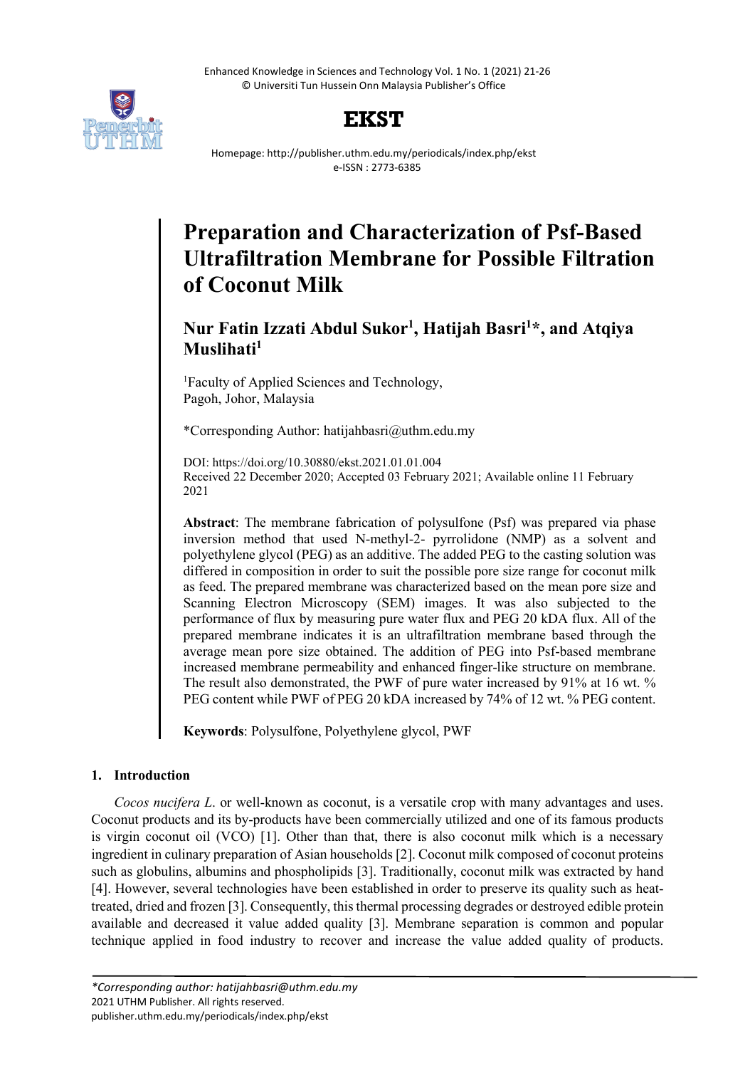# Preparation and Characterization of Psf-Based Ultrafiltration Membrane for Possible Filtration of Coconut Milk

**Nur Fatin Izzati Abdul Sukor[1], Hatijah Basri[1]*, and Atqiya Muslihati[1]**

[1]Faculty of Applied Sciences and Technology, Pagoh, Johor, Malaysia

*Corresponding Author: hatijahbasri@uthm.edu.my

DOI: https://doi.org/10.30880/ekst.2021.01.01.004
Received 22 December 2020; Accepted 03 February 2021; Available online 11 February 2021

**Abstract**: The membrane fabrication of polysulfone (Psf) was prepared via phase inversion method that used N-methyl-2- pyrrolidone (NMP) as a solvent and polyethylene glycol (PEG) as an additive. The added PEG to the casting solution was differed in composition in order to suit the possible pore size range for coconut milk as feed. The prepared membrane was characterized based on the mean pore size and Scanning Electron Microscopy (SEM) images. It was also subjected to the performance of flux by measuring pure water flux and PEG 20 kDA flux. All of the prepared membrane indicates it is an ultrafiltration membrane based through the average mean pore size obtained. The addition of PEG into Psf-based membrane increased membrane permeability and enhanced finger-like structure on membrane. The result also demonstrated, the PWF of pure water increased by 91% at 16 wt. % PEG content while PWF of PEG 20 kDA increased by 74% of 12 wt. % PEG content.

**Keywords**: Polysulfone, Polyethylene glycol, PWF

## 1. Introduction

*Cocos nucifera L.* or well-known as coconut, is a versatile crop with many advantages and uses. Coconut products and its by-products have been commercially utilized and one of its famous products is virgin coconut oil (VCO) [1]. Other than that, there is also coconut milk which is a necessary ingredient in culinary preparation of Asian households [2]. Coconut milk composed of coconut proteins such as globulins, albumins and phospholipids [3]. Traditionally, coconut milk was extracted by hand [4]. However, several technologies have been established in order to preserve its quality such as heat-treated, dried and frozen [3]. Consequently, this thermal processing degrades or destroyed edible protein available and decreased it value added quality [3]. Membrane separation is common and popular technique applied in food industry to recover and increase the value added quality of products.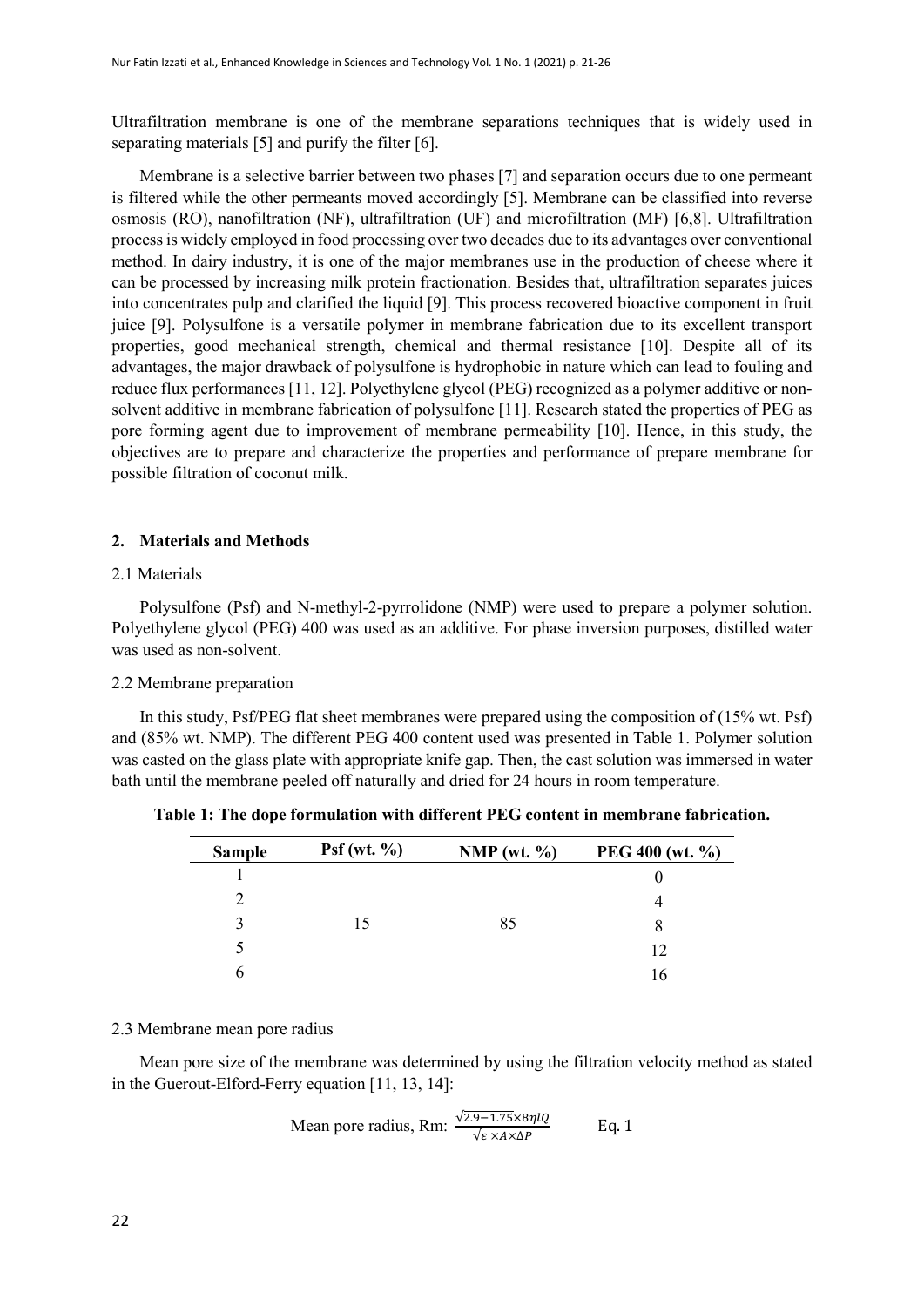Ultrafiltration membrane is one of the membrane separations techniques that is widely used in separating materials [5] and purify the filter [6].

Membrane is a selective barrier between two phases [7] and separation occurs due to one permeant is filtered while the other permeants moved accordingly [5]. Membrane can be classified into reverse osmosis (RO), nanofiltration (NF), ultrafiltration (UF) and microfiltration (MF) [6,8]. Ultrafiltration process is widely employed in food processing over two decades due to its advantages over conventional method. In dairy industry, it is one of the major membranes use in the production of cheese where it can be processed by increasing milk protein fractionation. Besides that, ultrafiltration separates juices into concentrates pulp and clarified the liquid [9]. This process recovered bioactive component in fruit juice [9]. Polysulfone is a versatile polymer in membrane fabrication due to its excellent transport properties, good mechanical strength, chemical and thermal resistance [10]. Despite all of its advantages, the major drawback of polysulfone is hydrophobic in nature which can lead to fouling and reduce flux performances [11, 12]. Polyethylene glycol (PEG) recognized as a polymer additive or non-solvent additive in membrane fabrication of polysulfone [11]. Research stated the properties of PEG as pore forming agent due to improvement of membrane permeability [10]. Hence, in this study, the objectives are to prepare and characterize the properties and performance of prepare membrane for possible filtration of coconut milk.

## 2. Materials and Methods

### 2.1 Materials

Polysulfone (Psf) and N-methyl-2-pyrrolidone (NMP) were used to prepare a polymer solution. Polyethylene glycol (PEG) 400 was used as an additive. For phase inversion purposes, distilled water was used as non-solvent.

### 2.2 Membrane preparation

In this study, Psf/PEG flat sheet membranes were prepared using the composition of (15% wt. Psf) and (85% wt. NMP). The different PEG 400 content used was presented in Table 1. Polymer solution was casted on the glass plate with appropriate knife gap. Then, the cast solution was immersed in water bath until the membrane peeled off naturally and dried for 24 hours in room temperature.

**Table 1: The dope formulation with different PEG content in membrane fabrication.**

| Sample | Psf (wt. %) | NMP (wt. %) | PEG 400 (wt. %) |
|---|---|---|---|
| 1 | | | 0 |
| 2 | | | 4 |
| 3 | 15 | 85 | 8 |
| 5 | | | 12 |
| 6 | | | 16 |

### 2.3 Membrane mean pore radius

Mean pore size of the membrane was determined by using the filtration velocity method as stated in the Guerout-Elford-Ferry equation [11, 13, 14]:

$$\text{Mean pore radius, Rm: } \frac{\sqrt{2.9-1.75} \times 8\eta lQ}{\sqrt{\varepsilon} \times A \times \Delta P} \qquad \text{Eq. 1}$$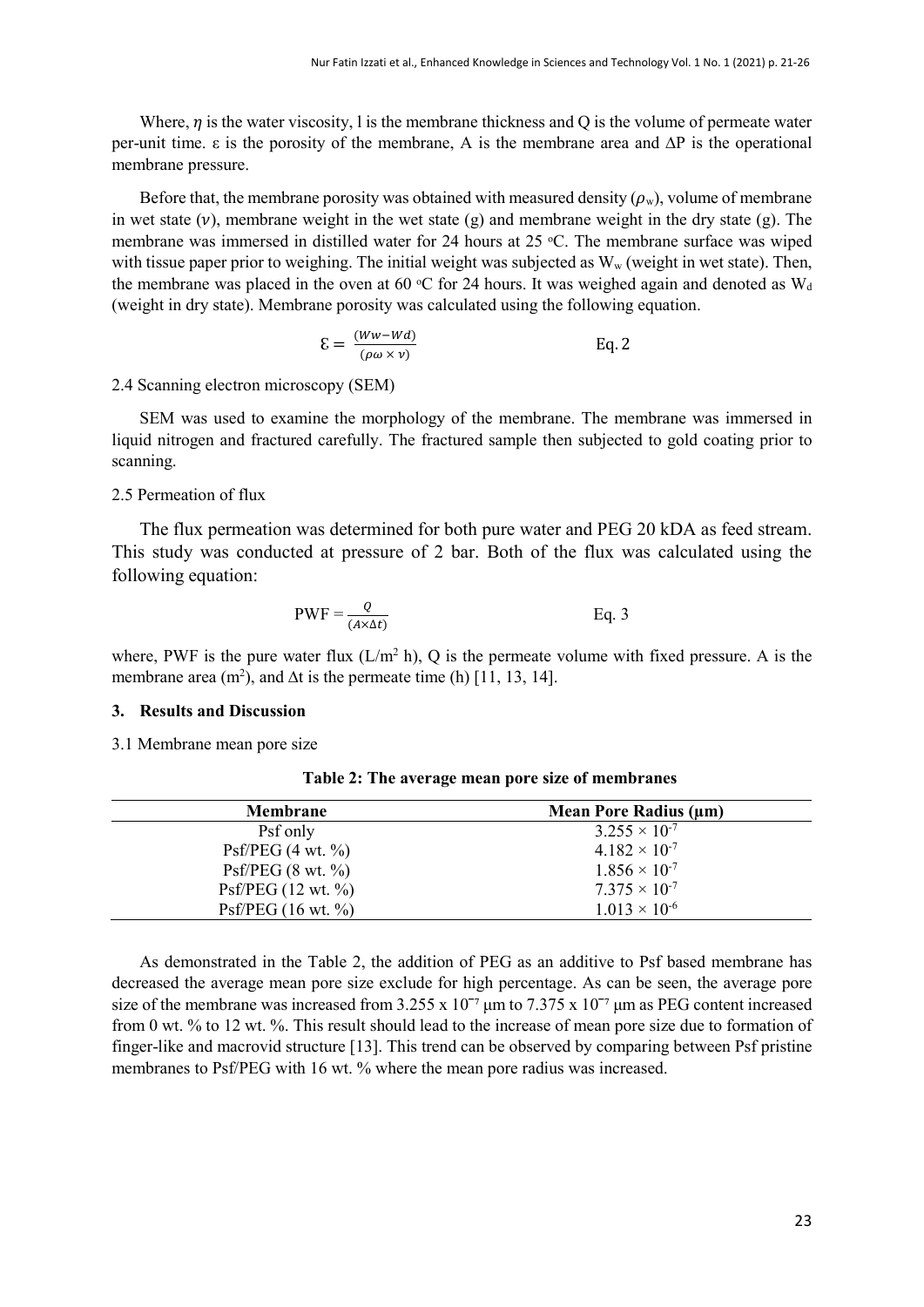Where, $\eta$ is the water viscosity, l is the membrane thickness and Q is the volume of permeate water per-unit time. ε is the porosity of the membrane, A is the membrane area and ΔP is the operational membrane pressure.

Before that, the membrane porosity was obtained with measured density ($\rho_w$), volume of membrane in wet state ($v$), membrane weight in the wet state (g) and membrane weight in the dry state (g). The membrane was immersed in distilled water for 24 hours at 25 °C. The membrane surface was wiped with tissue paper prior to weighing. The initial weight was subjected as $W_w$ (weight in wet state). Then, the membrane was placed in the oven at 60 °C for 24 hours. It was weighed again and denoted as $W_d$ (weight in dry state). Membrane porosity was calculated using the following equation.

$$\varepsilon = \frac{(Ww - Wd)}{(\rho\omega \times v)} \qquad \text{Eq. 2}$$

2.4 Scanning electron microscopy (SEM)

SEM was used to examine the morphology of the membrane. The membrane was immersed in liquid nitrogen and fractured carefully. The fractured sample then subjected to gold coating prior to scanning.

2.5 Permeation of flux

The flux permeation was determined for both pure water and PEG 20 kDA as feed stream. This study was conducted at pressure of 2 bar. Both of the flux was calculated using the following equation:

$$\text{PWF} = \frac{Q}{(A \times \Delta t)} \qquad \text{Eq. 3}$$

where, PWF is the pure water flux ($L/m^2$ h), Q is the permeate volume with fixed pressure. A is the membrane area ($m^2$), and Δt is the permeate time (h) [11, 13, 14].

## 3. Results and Discussion

3.1 Membrane mean pore size

**Table 2: The average mean pore size of membranes**

| Membrane | Mean Pore Radius (µm) |
|---|---|
| Psf only | $3.255 \times 10^{-7}$ |
| Psf/PEG (4 wt. %) | $4.182 \times 10^{-7}$ |
| Psf/PEG (8 wt. %) | $1.856 \times 10^{-7}$ |
| Psf/PEG (12 wt. %) | $7.375 \times 10^{-7}$ |
| Psf/PEG (16 wt. %) | $1.013 \times 10^{-6}$ |

As demonstrated in the Table 2, the addition of PEG as an additive to Psf based membrane has decreased the average mean pore size exclude for high percentage. As can be seen, the average pore size of the membrane was increased from $3.255 \times 10^{-7}$ µm to $7.375 \times 10^{-7}$ µm as PEG content increased from 0 wt. % to 12 wt. %. This result should lead to the increase of mean pore size due to formation of finger-like and macrovid structure [13]. This trend can be observed by comparing between Psf pristine membranes to Psf/PEG with 16 wt. % where the mean pore radius was increased.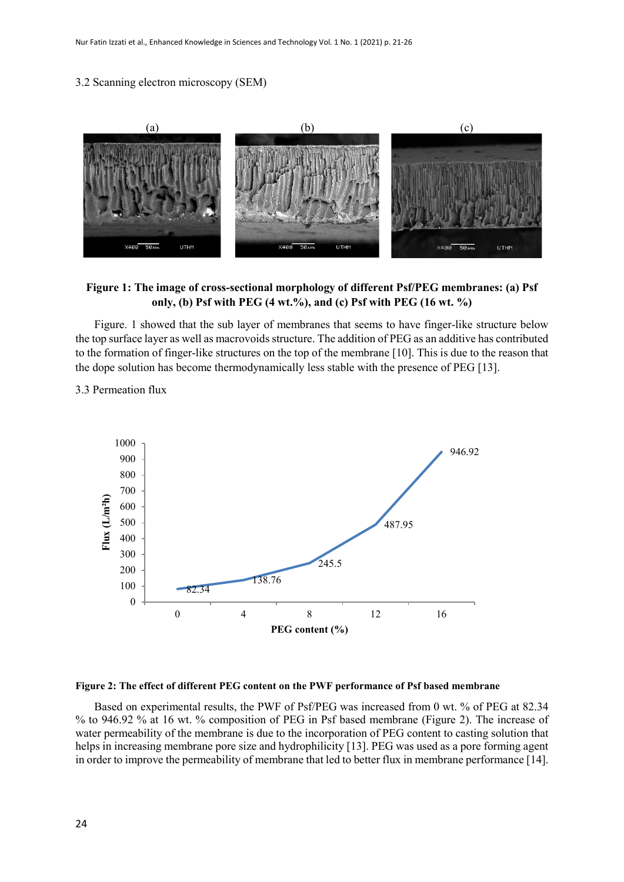### 3.2 Scanning electron microscopy (SEM)

**Figure 1: The image of cross-sectional morphology of different Psf/PEG membranes: (a) Psf only, (b) Psf with PEG (4 wt.%), and (c) Psf with PEG (16 wt. %)**

Figure. 1 showed that the sub layer of membranes that seems to have finger-like structure below the top surface layer as well as macrovoids structure. The addition of PEG as an additive has contributed to the formation of finger-like structures on the top of the membrane [10]. This is due to the reason that the dope solution has become thermodynamically less stable with the presence of PEG [13].

### 3.3 Permeation flux

**Figure 2: The effect of different PEG content on the PWF performance of Psf based membrane**

Based on experimental results, the PWF of Psf/PEG was increased from 0 wt. % of PEG at 82.34 % to 946.92 % at 16 wt. % composition of PEG in Psf based membrane (Figure 2). The increase of water permeability of the membrane is due to the incorporation of PEG content to casting solution that helps in increasing membrane pore size and hydrophilicity [13]. PEG was used as a pore forming agent in order to improve the permeability of membrane that led to better flux in membrane performance [14].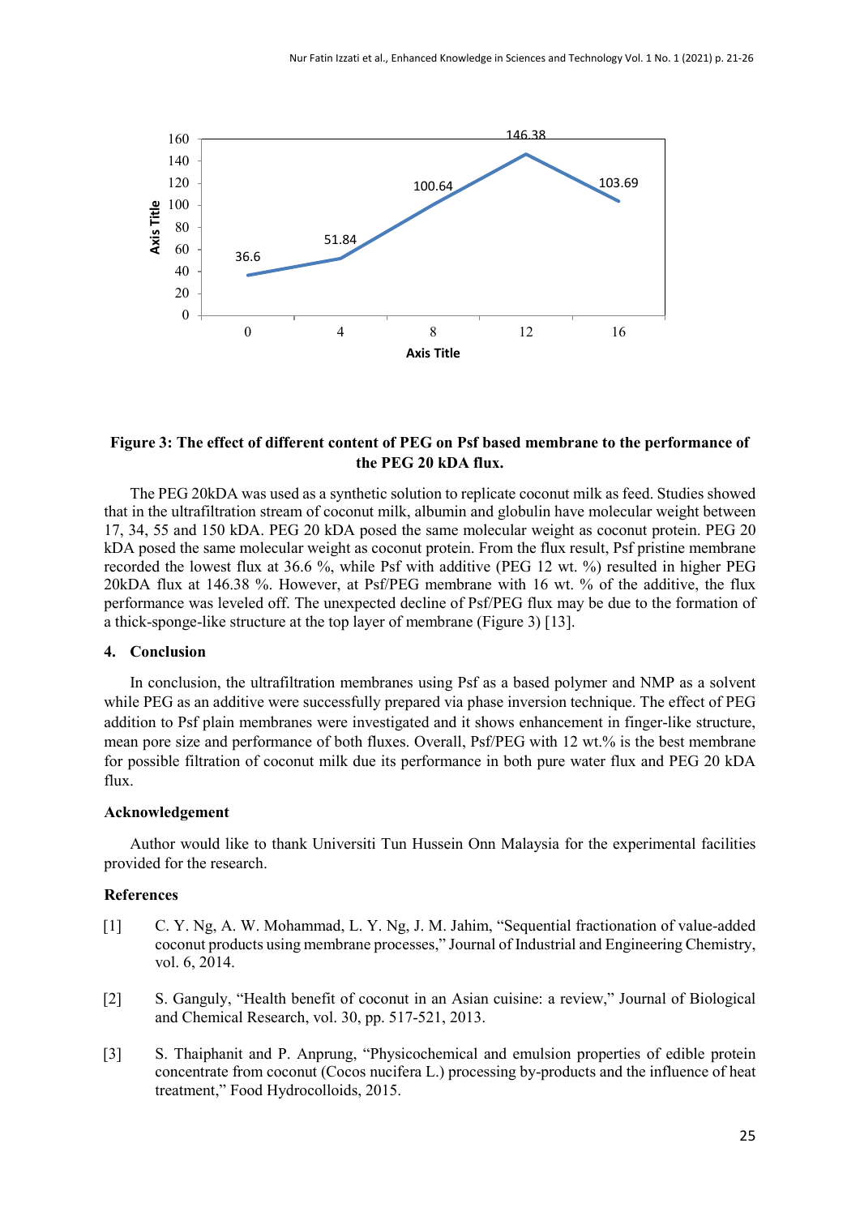**Figure 3: The effect of different content of PEG on Psf based membrane to the performance of the PEG 20 kDA flux.**

The PEG 20kDA was used as a synthetic solution to replicate coconut milk as feed. Studies showed that in the ultrafiltration stream of coconut milk, albumin and globulin have molecular weight between 17, 34, 55 and 150 kDA. PEG 20 kDA posed the same molecular weight as coconut protein. PEG 20 kDA posed the same molecular weight as coconut protein. From the flux result, Psf pristine membrane recorded the lowest flux at 36.6 %, while Psf with additive (PEG 12 wt. %) resulted in higher PEG 20kDA flux at 146.38 %. However, at Psf/PEG membrane with 16 wt. % of the additive, the flux performance was leveled off. The unexpected decline of Psf/PEG flux may be due to the formation of a thick-sponge-like structure at the top layer of membrane (Figure 3) [13].

## 4. Conclusion

In conclusion, the ultrafiltration membranes using Psf as a based polymer and NMP as a solvent while PEG as an additive were successfully prepared via phase inversion technique. The effect of PEG addition to Psf plain membranes were investigated and it shows enhancement in finger-like structure, mean pore size and performance of both fluxes. Overall, Psf/PEG with 12 wt.% is the best membrane for possible filtration of coconut milk due its performance in both pure water flux and PEG 20 kDA flux.

## Acknowledgement

Author would like to thank Universiti Tun Hussein Onn Malaysia for the experimental facilities provided for the research.

## References

[1] C. Y. Ng, A. W. Mohammad, L. Y. Ng, J. M. Jahim, "Sequential fractionation of value-added coconut products using membrane processes," Journal of Industrial and Engineering Chemistry, vol. 6, 2014.

[2] S. Ganguly, "Health benefit of coconut in an Asian cuisine: a review," Journal of Biological and Chemical Research, vol. 30, pp. 517-521, 2013.

[3] S. Thaiphanit and P. Anprung, "Physicochemical and emulsion properties of edible protein concentrate from coconut (Cocos nucifera L.) processing by-products and the influence of heat treatment," Food Hydrocolloids, 2015.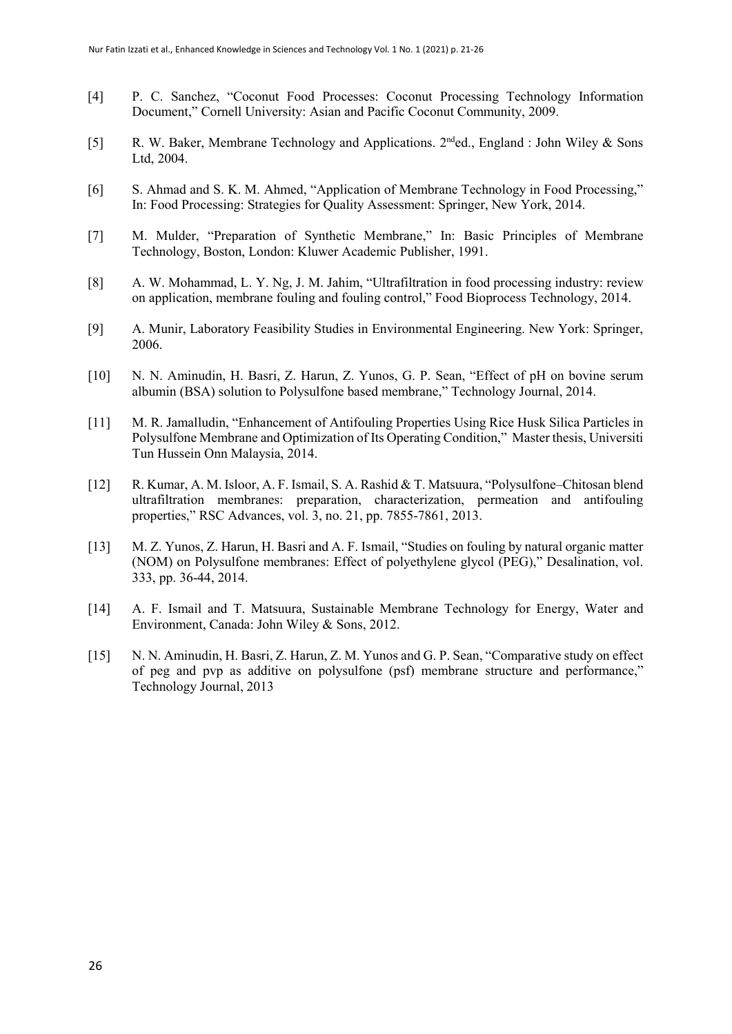[4] P. C. Sanchez, "Coconut Food Processes: Coconut Processing Technology Information Document," Cornell University: Asian and Pacific Coconut Community, 2009.

[5] R. W. Baker, Membrane Technology and Applications. 2nd ed., England : John Wiley & Sons Ltd, 2004.

[6] S. Ahmad and S. K. M. Ahmed, "Application of Membrane Technology in Food Processing," In: Food Processing: Strategies for Quality Assessment: Springer, New York, 2014.

[7] M. Mulder, "Preparation of Synthetic Membrane," In: Basic Principles of Membrane Technology, Boston, London: Kluwer Academic Publisher, 1991.

[8] A. W. Mohammad, L. Y. Ng, J. M. Jahim, "Ultrafiltration in food processing industry: review on application, membrane fouling and fouling control," Food Bioprocess Technology, 2014.

[9] A. Munir, Laboratory Feasibility Studies in Environmental Engineering. New York: Springer, 2006.

[10] N. N. Aminudin, H. Basri, Z. Harun, Z. Yunos, G. P. Sean, "Effect of pH on bovine serum albumin (BSA) solution to Polysulfone based membrane," Technology Journal, 2014.

[11] M. R. Jamalludin, "Enhancement of Antifouling Properties Using Rice Husk Silica Particles in Polysulfone Membrane and Optimization of Its Operating Condition," Master thesis, Universiti Tun Hussein Onn Malaysia, 2014.

[12] R. Kumar, A. M. Isloor, A. F. Ismail, S. A. Rashid & T. Matsuura, "Polysulfone–Chitosan blend ultrafiltration membranes: preparation, characterization, permeation and antifouling properties," RSC Advances, vol. 3, no. 21, pp. 7855-7861, 2013.

[13] M. Z. Yunos, Z. Harun, H. Basri and A. F. Ismail, "Studies on fouling by natural organic matter (NOM) on Polysulfone membranes: Effect of polyethylene glycol (PEG)," Desalination, vol. 333, pp. 36-44, 2014.

[14] A. F. Ismail and T. Matsuura, Sustainable Membrane Technology for Energy, Water and Environment, Canada: John Wiley & Sons, 2012.

[15] N. N. Aminudin, H. Basri, Z. Harun, Z. M. Yunos and G. P. Sean, "Comparative study on effect of peg and pvp as additive on polysulfone (psf) membrane structure and performance," Technology Journal, 2013